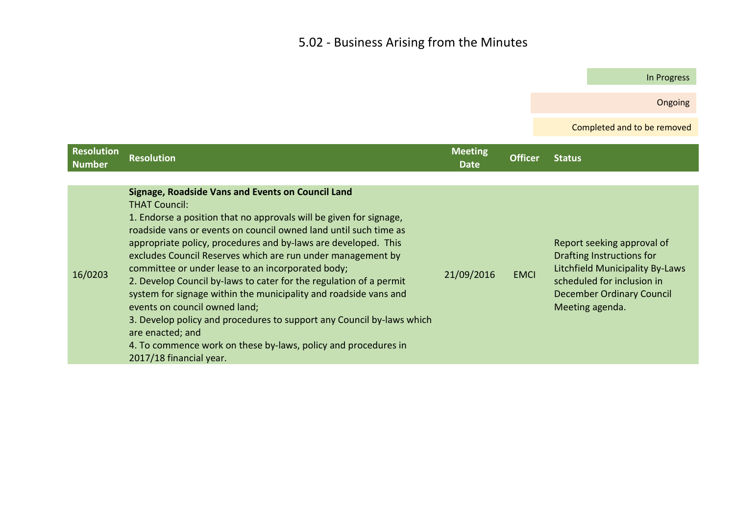# 5.02 - Business Arising from the Minutes

In Progress

Ongoing

Completed and to be removed

| Resolution Number | Resolution | Meeting Date | Officer | Status |
| --- | --- | --- | --- | --- |
| 16/0203 | **Signage, Roadside Vans and Events on Council Land**<br>THAT Council:<br>1. Endorse a position that no approvals will be given for signage, roadside vans or events on council owned land until such time as appropriate policy, procedures and by-laws are developed. This excludes Council Reserves which are run under management by committee or under lease to an incorporated body;<br>2. Develop Council by-laws to cater for the regulation of a permit system for signage within the municipality and roadside vans and events on council owned land;<br>3. Develop policy and procedures to support any Council by-laws which are enacted; and<br>4. To commence work on these by-laws, policy and procedures in 2017/18 financial year. | 21/09/2016 | EMCI | Report seeking approval of Drafting Instructions for Litchfield Municipality By-Laws scheduled for inclusion in December Ordinary Council Meeting agenda. |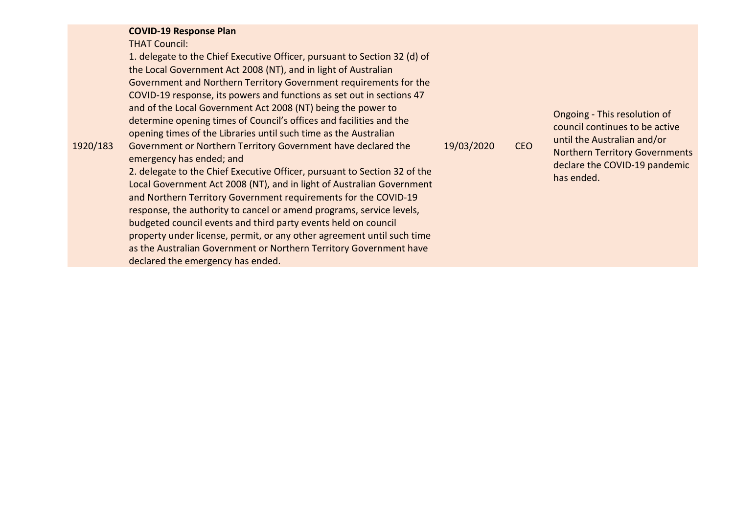| | | | | |
|---|---|---|---|---|
| 1920/183 | **COVID-19 Response Plan**<br>THAT Council:<br>1. delegate to the Chief Executive Officer, pursuant to Section 32 (d) of the Local Government Act 2008 (NT), and in light of Australian Government and Northern Territory Government requirements for the COVID-19 response, its powers and functions as set out in sections 47 and of the Local Government Act 2008 (NT) being the power to determine opening times of Council's offices and facilities and the opening times of the Libraries until such time as the Australian Government or Northern Territory Government have declared the emergency has ended; and<br>2. delegate to the Chief Executive Officer, pursuant to Section 32 of the Local Government Act 2008 (NT), and in light of Australian Government and Northern Territory Government requirements for the COVID-19 response, the authority to cancel or amend programs, service levels, budgeted council events and third party events held on council property under license, permit, or any other agreement until such time as the Australian Government or Northern Territory Government have declared the emergency has ended. | 19/03/2020 | CEO | Ongoing - This resolution of council continues to be active until the Australian and/or Northern Territory Governments declare the COVID-19 pandemic has ended. |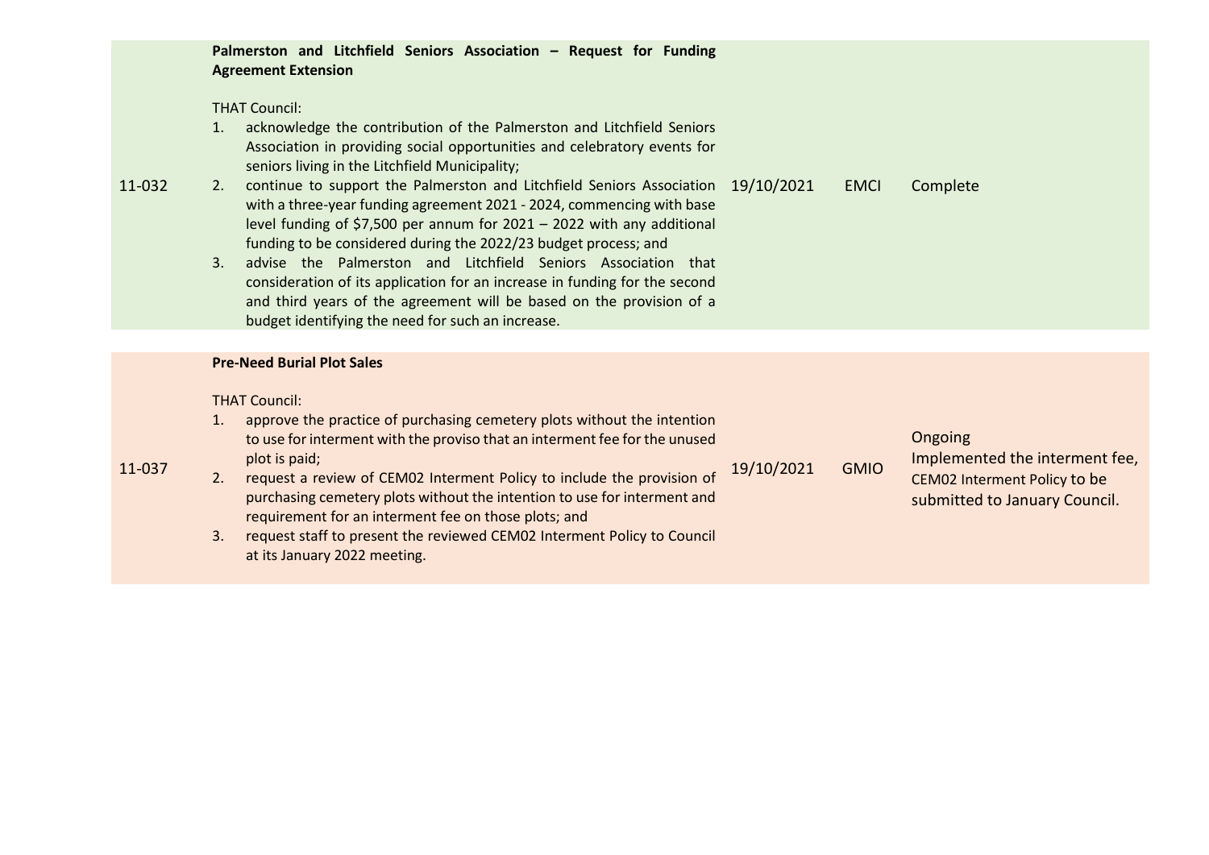| | | | | |
|---|---|---|---|---|
| 11-032 | **Palmerston and Litchfield Seniors Association – Request for Funding Agreement Extension**<br><br>THAT Council:<br>1. acknowledge the contribution of the Palmerston and Litchfield Seniors Association in providing social opportunities and celebratory events for seniors living in the Litchfield Municipality;<br>2. continue to support the Palmerston and Litchfield Seniors Association with a three-year funding agreement 2021 - 2024, commencing with base level funding of $7,500 per annum for 2021 – 2022 with any additional funding to be considered during the 2022/23 budget process; and<br>3. advise the Palmerston and Litchfield Seniors Association that consideration of its application for an increase in funding for the second and third years of the agreement will be based on the provision of a budget identifying the need for such an increase. | 19/10/2021 | EMCI | Complete |
| 11-037 | **Pre-Need Burial Plot Sales**<br><br>THAT Council:<br>1. approve the practice of purchasing cemetery plots without the intention to use for interment with the proviso that an interment fee for the unused plot is paid;<br>2. request a review of CEM02 Interment Policy to include the provision of purchasing cemetery plots without the intention to use for interment and requirement for an interment fee on those plots; and<br>3. request staff to present the reviewed CEM02 Interment Policy to Council at its January 2022 meeting. | 19/10/2021 | GMIO | Ongoing<br>Implemented the interment fee, CEM02 Interment Policy to be submitted to January Council. |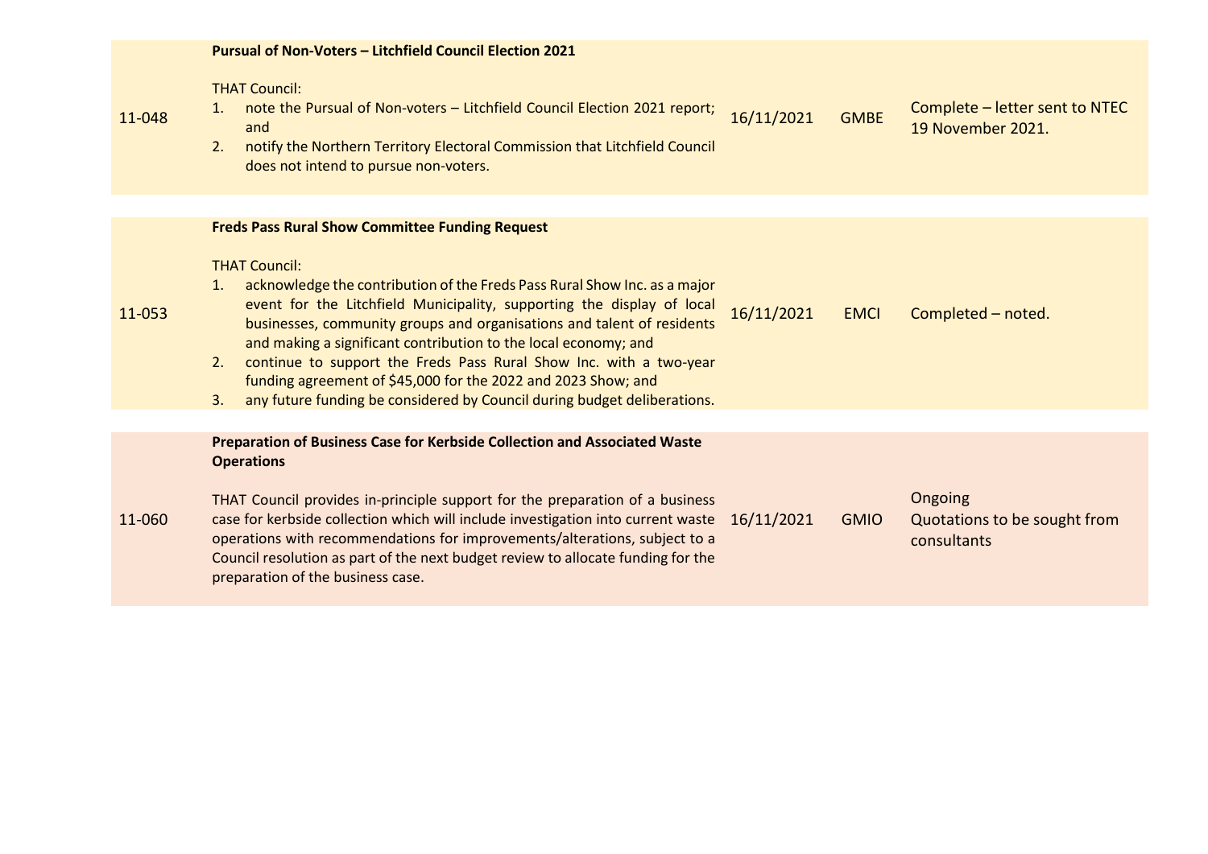| | | | | |
|---|---|---|---|---|
| 11-048 | **Pursual of Non-Voters – Litchfield Council Election 2021**<br><br>THAT Council:<br>1. note the Pursual of Non-voters – Litchfield Council Election 2021 report; and<br>2. notify the Northern Territory Electoral Commission that Litchfield Council does not intend to pursue non-voters. | 16/11/2021 | GMBE | Complete – letter sent to NTEC 19 November 2021. |
| 11-053 | **Freds Pass Rural Show Committee Funding Request**<br><br>THAT Council:<br>1. acknowledge the contribution of the Freds Pass Rural Show Inc. as a major event for the Litchfield Municipality, supporting the display of local businesses, community groups and organisations and talent of residents and making a significant contribution to the local economy; and<br>2. continue to support the Freds Pass Rural Show Inc. with a two-year funding agreement of $45,000 for the 2022 and 2023 Show; and<br>3. any future funding be considered by Council during budget deliberations. | 16/11/2021 | EMCI | Completed – noted. |
| 11-060 | **Preparation of Business Case for Kerbside Collection and Associated Waste Operations**<br><br>THAT Council provides in-principle support for the preparation of a business case for kerbside collection which will include investigation into current waste operations with recommendations for improvements/alterations, subject to a Council resolution as part of the next budget review to allocate funding for the preparation of the business case. | 16/11/2021 | GMIO | Ongoing<br>Quotations to be sought from consultants |